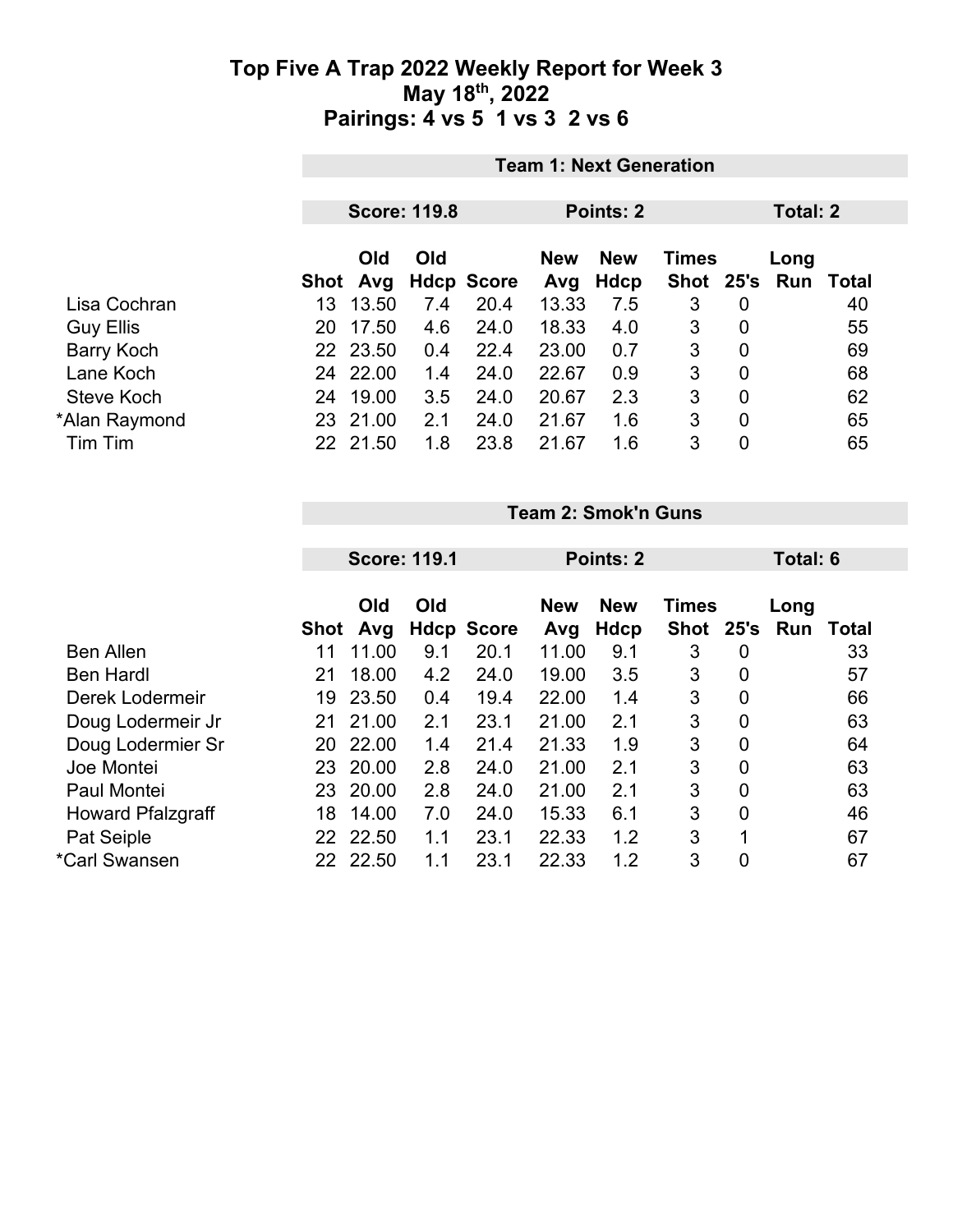# Top Five A Trap 2022 Weekly Report for Week 3
## May 18th, 2022
## Pairings: 4 vs 5  1 vs 3  2 vs 6

**Team 1: Next Generation**

**Score: 119.8** | **Points: 2** | **Total: 2**

| | Shot | Old Avg | Old Hdcp | Score | New Avg | New Hdcp | Times Shot | 25's | Long Run | Total |
|---|---|---|---|---|---|---|---|---|---|---|
| Lisa Cochran | 13 | 13.50 | 7.4 | 20.4 | 13.33 | 7.5 | 3 | 0 | | 40 |
| Guy Ellis | 20 | 17.50 | 4.6 | 24.0 | 18.33 | 4.0 | 3 | 0 | | 55 |
| Barry Koch | 22 | 23.50 | 0.4 | 22.4 | 23.00 | 0.7 | 3 | 0 | | 69 |
| Lane Koch | 24 | 22.00 | 1.4 | 24.0 | 22.67 | 0.9 | 3 | 0 | | 68 |
| Steve Koch | 24 | 19.00 | 3.5 | 24.0 | 20.67 | 2.3 | 3 | 0 | | 62 |
| *Alan Raymond | 23 | 21.00 | 2.1 | 24.0 | 21.67 | 1.6 | 3 | 0 | | 65 |
| Tim Tim | 22 | 21.50 | 1.8 | 23.8 | 21.67 | 1.6 | 3 | 0 | | 65 |

**Team 2: Smok'n Guns**

**Score: 119.1** | **Points: 2** | **Total: 6**

| | Shot | Old Avg | Old Hdcp | Score | New Avg | New Hdcp | Times Shot | 25's | Long Run | Total |
|---|---|---|---|---|---|---|---|---|---|---|
| Ben Allen | 11 | 11.00 | 9.1 | 20.1 | 11.00 | 9.1 | 3 | 0 | | 33 |
| Ben Hardl | 21 | 18.00 | 4.2 | 24.0 | 19.00 | 3.5 | 3 | 0 | | 57 |
| Derek Lodermeir | 19 | 23.50 | 0.4 | 19.4 | 22.00 | 1.4 | 3 | 0 | | 66 |
| Doug Lodermeir Jr | 21 | 21.00 | 2.1 | 23.1 | 21.00 | 2.1 | 3 | 0 | | 63 |
| Doug Lodermier Sr | 20 | 22.00 | 1.4 | 21.4 | 21.33 | 1.9 | 3 | 0 | | 64 |
| Joe Montei | 23 | 20.00 | 2.8 | 24.0 | 21.00 | 2.1 | 3 | 0 | | 63 |
| Paul Montei | 23 | 20.00 | 2.8 | 24.0 | 21.00 | 2.1 | 3 | 0 | | 63 |
| Howard Pfalzgraff | 18 | 14.00 | 7.0 | 24.0 | 15.33 | 6.1 | 3 | 0 | | 46 |
| Pat Seiple | 22 | 22.50 | 1.1 | 23.1 | 22.33 | 1.2 | 3 | 1 | | 67 |
| *Carl Swansen | 22 | 22.50 | 1.1 | 23.1 | 22.33 | 1.2 | 3 | 0 | | 67 |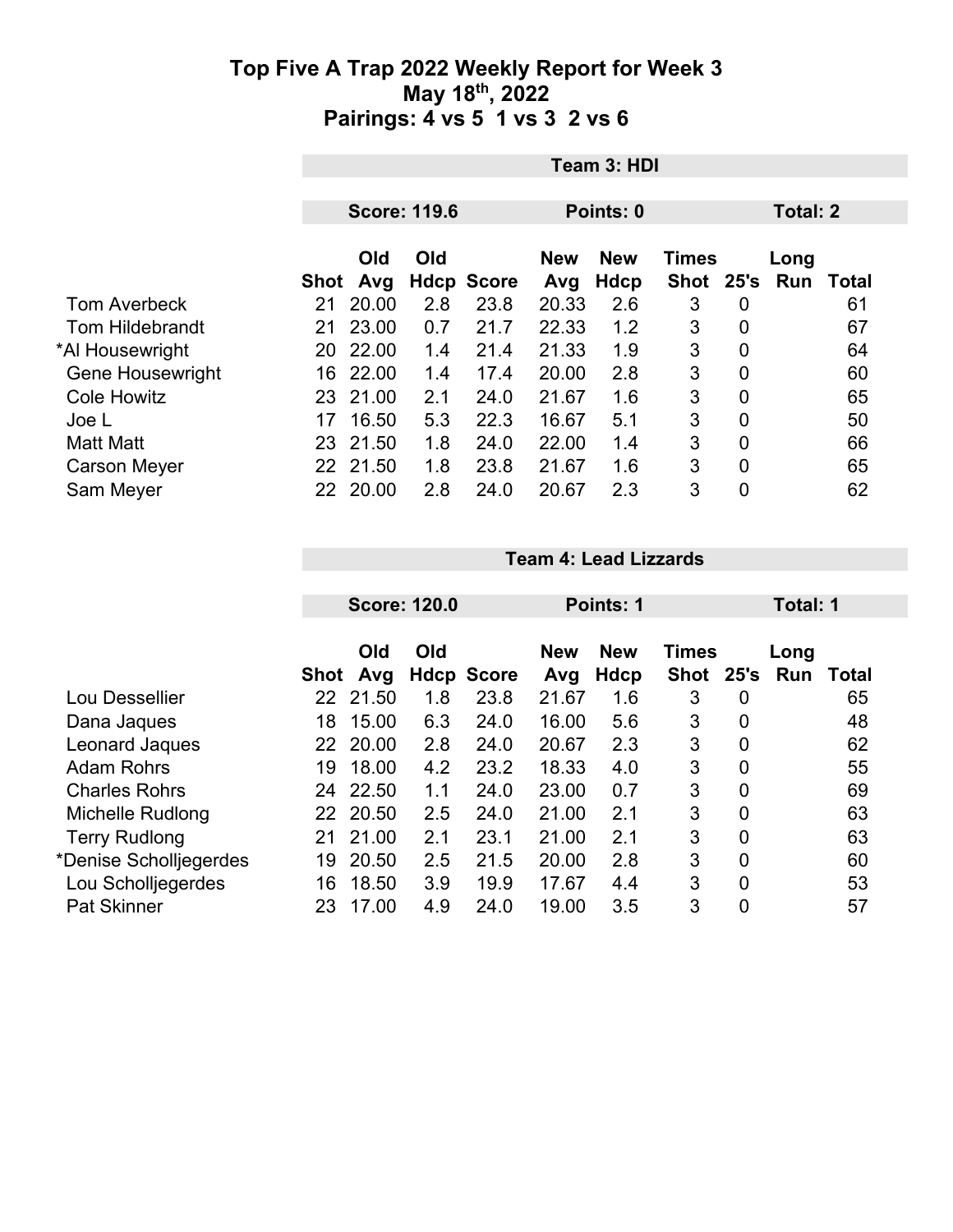# Top Five A Trap 2022 Weekly Report for Week 3

## May 18th, 2022

## Pairings: 4 vs 5 1 vs 3 2 vs 6

### Team 3: HDI

**Score: 119.6** **Points: 0** **Total: 2**

| | Shot | Old Avg | Old Hdcp | Score | New Avg | New Hdcp | Times Shot | 25's | Long Run | Total |
|---|---|---|---|---|---|---|---|---|---|---|
| Tom Averbeck | 21 | 20.00 | 2.8 | 23.8 | 20.33 | 2.6 | 3 | 0 | | 61 |
| Tom Hildebrandt | 21 | 23.00 | 0.7 | 21.7 | 22.33 | 1.2 | 3 | 0 | | 67 |
| *Al Housewright | 20 | 22.00 | 1.4 | 21.4 | 21.33 | 1.9 | 3 | 0 | | 64 |
| Gene Housewright | 16 | 22.00 | 1.4 | 17.4 | 20.00 | 2.8 | 3 | 0 | | 60 |
| Cole Howitz | 23 | 21.00 | 2.1 | 24.0 | 21.67 | 1.6 | 3 | 0 | | 65 |
| Joe L | 17 | 16.50 | 5.3 | 22.3 | 16.67 | 5.1 | 3 | 0 | | 50 |
| Matt Matt | 23 | 21.50 | 1.8 | 24.0 | 22.00 | 1.4 | 3 | 0 | | 66 |
| Carson Meyer | 22 | 21.50 | 1.8 | 23.8 | 21.67 | 1.6 | 3 | 0 | | 65 |
| Sam Meyer | 22 | 20.00 | 2.8 | 24.0 | 20.67 | 2.3 | 3 | 0 | | 62 |

### Team 4: Lead Lizzards

**Score: 120.0** **Points: 1** **Total: 1**

| | Shot | Old Avg | Old Hdcp | Score | New Avg | New Hdcp | Times Shot | 25's | Long Run | Total |
|---|---|---|---|---|---|---|---|---|---|---|
| Lou Dessellier | 22 | 21.50 | 1.8 | 23.8 | 21.67 | 1.6 | 3 | 0 | | 65 |
| Dana Jaques | 18 | 15.00 | 6.3 | 24.0 | 16.00 | 5.6 | 3 | 0 | | 48 |
| Leonard Jaques | 22 | 20.00 | 2.8 | 24.0 | 20.67 | 2.3 | 3 | 0 | | 62 |
| Adam Rohrs | 19 | 18.00 | 4.2 | 23.2 | 18.33 | 4.0 | 3 | 0 | | 55 |
| Charles Rohrs | 24 | 22.50 | 1.1 | 24.0 | 23.00 | 0.7 | 3 | 0 | | 69 |
| Michelle Rudlong | 22 | 20.50 | 2.5 | 24.0 | 21.00 | 2.1 | 3 | 0 | | 63 |
| Terry Rudlong | 21 | 21.00 | 2.1 | 23.1 | 21.00 | 2.1 | 3 | 0 | | 63 |
| *Denise Scholljegerdes | 19 | 20.50 | 2.5 | 21.5 | 20.00 | 2.8 | 3 | 0 | | 60 |
| Lou Scholljegerdes | 16 | 18.50 | 3.9 | 19.9 | 17.67 | 4.4 | 3 | 0 | | 53 |
| Pat Skinner | 23 | 17.00 | 4.9 | 24.0 | 19.00 | 3.5 | 3 | 0 | | 57 |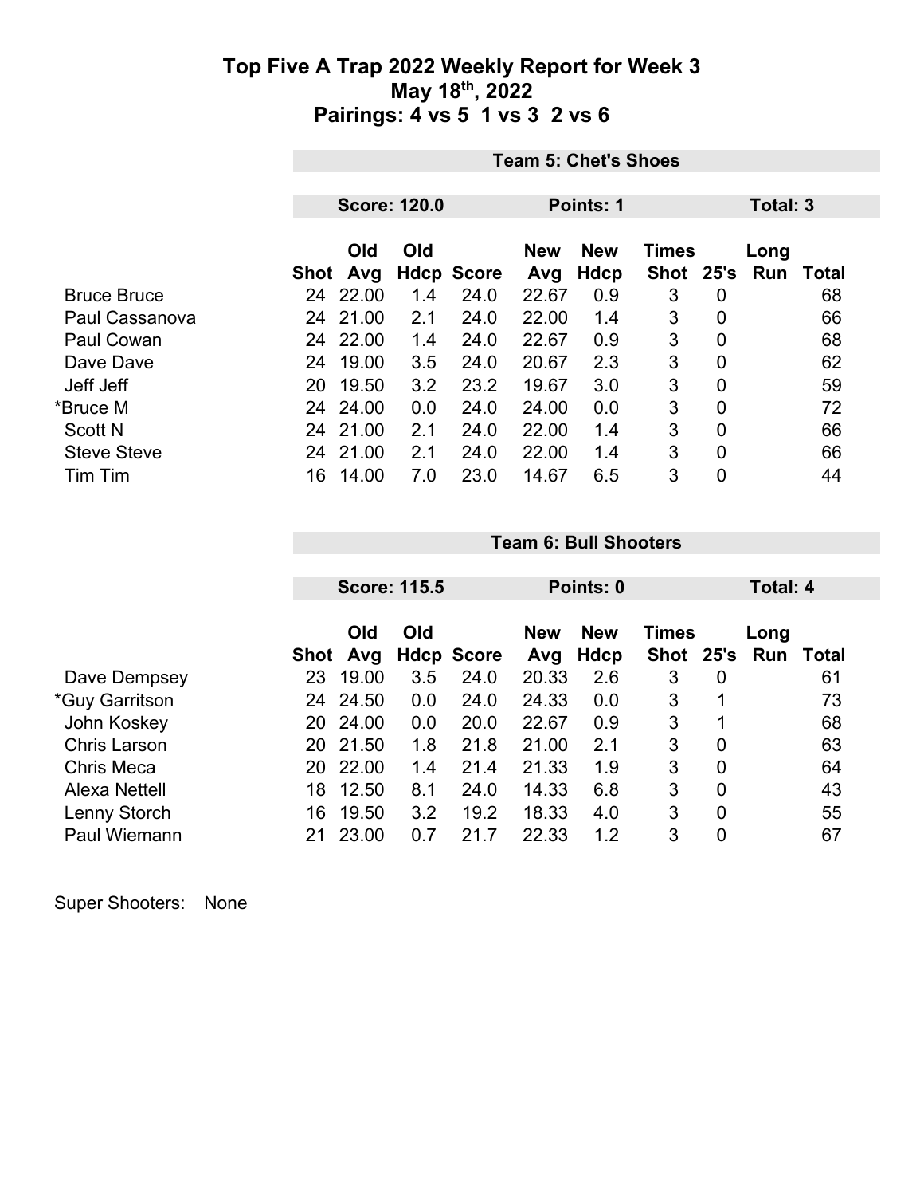# Top Five A Trap 2022 Weekly Report for Week 3
## May 18th, 2022
## Pairings: 4 vs 5 1 vs 3 2 vs 6

**Team 5: Chet's Shoes**

**Score: 120.0** | **Points: 1** | **Total: 3**

| | Shot | Old Avg | Old Hdcp | Score | New Avg | New Hdcp | Times Shot | 25's | Long Run | Total |
|---|---|---|---|---|---|---|---|---|---|---|
| Bruce Bruce | 24 | 22.00 | 1.4 | 24.0 | 22.67 | 0.9 | 3 | 0 | | 68 |
| Paul Cassanova | 24 | 21.00 | 2.1 | 24.0 | 22.00 | 1.4 | 3 | 0 | | 66 |
| Paul Cowan | 24 | 22.00 | 1.4 | 24.0 | 22.67 | 0.9 | 3 | 0 | | 68 |
| Dave Dave | 24 | 19.00 | 3.5 | 24.0 | 20.67 | 2.3 | 3 | 0 | | 62 |
| Jeff Jeff | 20 | 19.50 | 3.2 | 23.2 | 19.67 | 3.0 | 3 | 0 | | 59 |
| *Bruce M | 24 | 24.00 | 0.0 | 24.0 | 24.00 | 0.0 | 3 | 0 | | 72 |
| Scott N | 24 | 21.00 | 2.1 | 24.0 | 22.00 | 1.4 | 3 | 0 | | 66 |
| Steve Steve | 24 | 21.00 | 2.1 | 24.0 | 22.00 | 1.4 | 3 | 0 | | 66 |
| Tim Tim | 16 | 14.00 | 7.0 | 23.0 | 14.67 | 6.5 | 3 | 0 | | 44 |

**Team 6: Bull Shooters**

**Score: 115.5** | **Points: 0** | **Total: 4**

| | Shot | Old Avg | Old Hdcp | Score | New Avg | New Hdcp | Times Shot | 25's | Long Run | Total |
|---|---|---|---|---|---|---|---|---|---|---|
| Dave Dempsey | 23 | 19.00 | 3.5 | 24.0 | 20.33 | 2.6 | 3 | 0 | | 61 |
| *Guy Garritson | 24 | 24.50 | 0.0 | 24.0 | 24.33 | 0.0 | 3 | 1 | | 73 |
| John Koskey | 20 | 24.00 | 0.0 | 20.0 | 22.67 | 0.9 | 3 | 1 | | 68 |
| Chris Larson | 20 | 21.50 | 1.8 | 21.8 | 21.00 | 2.1 | 3 | 0 | | 63 |
| Chris Meca | 20 | 22.00 | 1.4 | 21.4 | 21.33 | 1.9 | 3 | 0 | | 64 |
| Alexa Nettell | 18 | 12.50 | 8.1 | 24.0 | 14.33 | 6.8 | 3 | 0 | | 43 |
| Lenny Storch | 16 | 19.50 | 3.2 | 19.2 | 18.33 | 4.0 | 3 | 0 | | 55 |
| Paul Wiemann | 21 | 23.00 | 0.7 | 21.7 | 22.33 | 1.2 | 3 | 0 | | 67 |

Super Shooters: None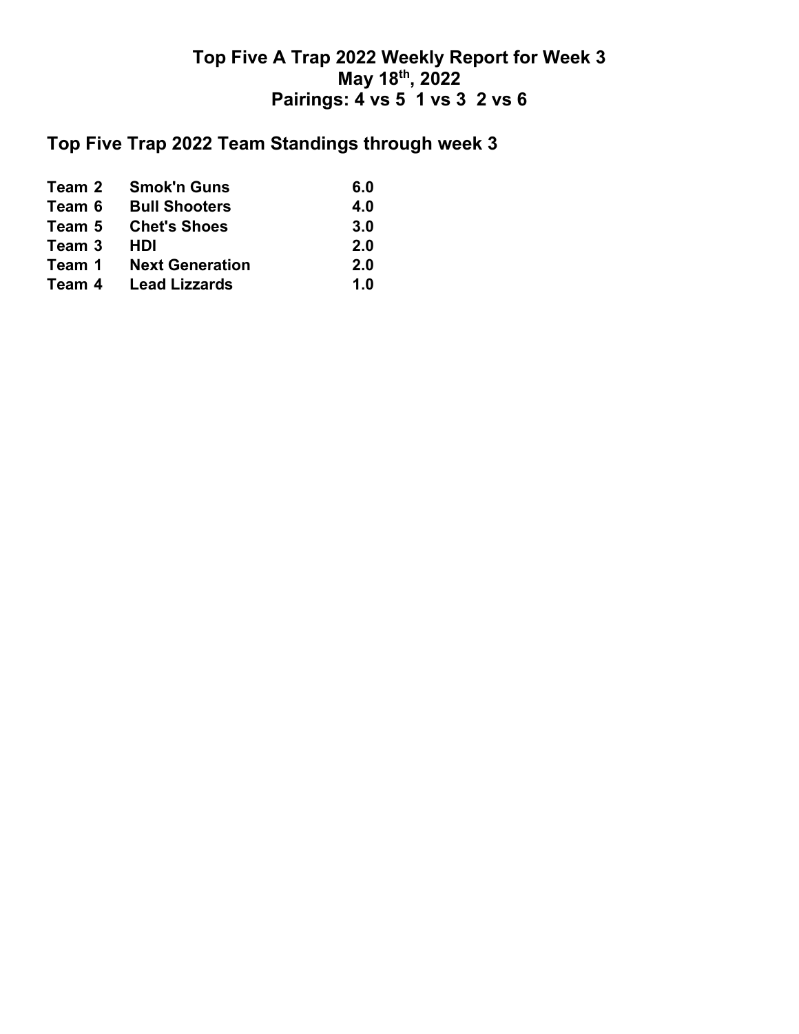# Top Five A Trap 2022 Weekly Report for Week 3
# May 18th, 2022
# Pairings: 4 vs 5  1 vs 3  2 vs 6

## Top Five Trap 2022 Team Standings through week 3

| | | |
|---|---|---|
| **Team 2** | **Smok'n Guns** | **6.0** |
| **Team 6** | **Bull Shooters** | **4.0** |
| **Team 5** | **Chet's Shoes** | **3.0** |
| **Team 3** | **HDI** | **2.0** |
| **Team 1** | **Next Generation** | **2.0** |
| **Team 4** | **Lead Lizzards** | **1.0** |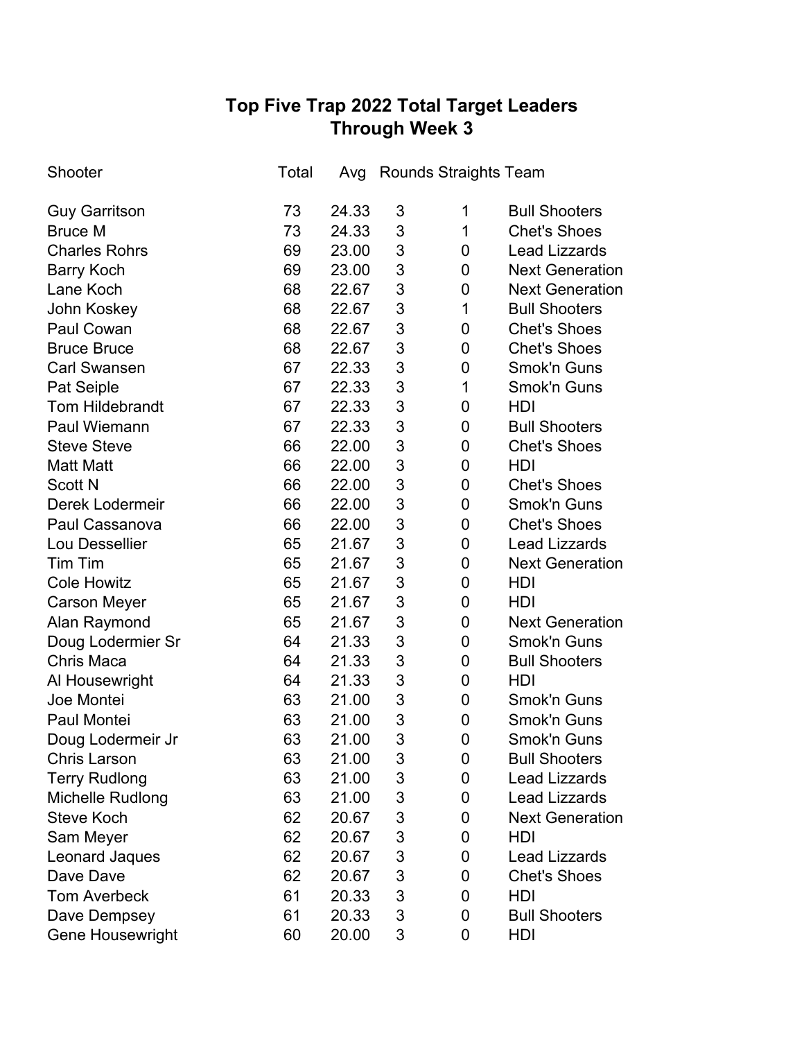# Top Five Trap 2022 Total Target Leaders
## Through Week 3

| Shooter | Total | Avg | Rounds | Straights | Team |
|---|---|---|---|---|---|
| Guy Garritson | 73 | 24.33 | 3 | 1 | Bull Shooters |
| Bruce M | 73 | 24.33 | 3 | 1 | Chet's Shoes |
| Charles Rohrs | 69 | 23.00 | 3 | 0 | Lead Lizzards |
| Barry Koch | 69 | 23.00 | 3 | 0 | Next Generation |
| Lane Koch | 68 | 22.67 | 3 | 0 | Next Generation |
| John Koskey | 68 | 22.67 | 3 | 1 | Bull Shooters |
| Paul Cowan | 68 | 22.67 | 3 | 0 | Chet's Shoes |
| Bruce Bruce | 68 | 22.67 | 3 | 0 | Chet's Shoes |
| Carl Swansen | 67 | 22.33 | 3 | 0 | Smok'n Guns |
| Pat Seiple | 67 | 22.33 | 3 | 1 | Smok'n Guns |
| Tom Hildebrandt | 67 | 22.33 | 3 | 0 | HDI |
| Paul Wiemann | 67 | 22.33 | 3 | 0 | Bull Shooters |
| Steve Steve | 66 | 22.00 | 3 | 0 | Chet's Shoes |
| Matt Matt | 66 | 22.00 | 3 | 0 | HDI |
| Scott N | 66 | 22.00 | 3 | 0 | Chet's Shoes |
| Derek Lodermeir | 66 | 22.00 | 3 | 0 | Smok'n Guns |
| Paul Cassanova | 66 | 22.00 | 3 | 0 | Chet's Shoes |
| Lou Dessellier | 65 | 21.67 | 3 | 0 | Lead Lizzards |
| Tim Tim | 65 | 21.67 | 3 | 0 | Next Generation |
| Cole Howitz | 65 | 21.67 | 3 | 0 | HDI |
| Carson Meyer | 65 | 21.67 | 3 | 0 | HDI |
| Alan Raymond | 65 | 21.67 | 3 | 0 | Next Generation |
| Doug Lodermier Sr | 64 | 21.33 | 3 | 0 | Smok'n Guns |
| Chris Maca | 64 | 21.33 | 3 | 0 | Bull Shooters |
| Al Housewright | 64 | 21.33 | 3 | 0 | HDI |
| Joe Montei | 63 | 21.00 | 3 | 0 | Smok'n Guns |
| Paul Montei | 63 | 21.00 | 3 | 0 | Smok'n Guns |
| Doug Lodermeir Jr | 63 | 21.00 | 3 | 0 | Smok'n Guns |
| Chris Larson | 63 | 21.00 | 3 | 0 | Bull Shooters |
| Terry Rudlong | 63 | 21.00 | 3 | 0 | Lead Lizzards |
| Michelle Rudlong | 63 | 21.00 | 3 | 0 | Lead Lizzards |
| Steve Koch | 62 | 20.67 | 3 | 0 | Next Generation |
| Sam Meyer | 62 | 20.67 | 3 | 0 | HDI |
| Leonard Jaques | 62 | 20.67 | 3 | 0 | Lead Lizzards |
| Dave Dave | 62 | 20.67 | 3 | 0 | Chet's Shoes |
| Tom Averbeck | 61 | 20.33 | 3 | 0 | HDI |
| Dave Dempsey | 61 | 20.33 | 3 | 0 | Bull Shooters |
| Gene Housewright | 60 | 20.00 | 3 | 0 | HDI |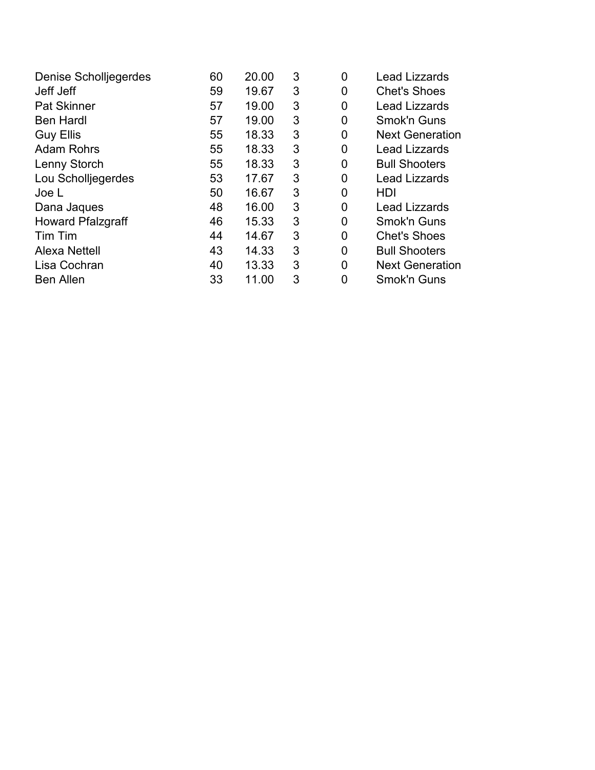| | | | | | |
|---|---|---|---|---|---|
| Denise Scholljegerdes | 60 | 20.00 | 3 | 0 | Lead Lizzards |
| Jeff Jeff | 59 | 19.67 | 3 | 0 | Chet's Shoes |
| Pat Skinner | 57 | 19.00 | 3 | 0 | Lead Lizzards |
| Ben Hardl | 57 | 19.00 | 3 | 0 | Smok'n Guns |
| Guy Ellis | 55 | 18.33 | 3 | 0 | Next Generation |
| Adam Rohrs | 55 | 18.33 | 3 | 0 | Lead Lizzards |
| Lenny Storch | 55 | 18.33 | 3 | 0 | Bull Shooters |
| Lou Scholljegerdes | 53 | 17.67 | 3 | 0 | Lead Lizzards |
| Joe L | 50 | 16.67 | 3 | 0 | HDI |
| Dana Jaques | 48 | 16.00 | 3 | 0 | Lead Lizzards |
| Howard Pfalzgraff | 46 | 15.33 | 3 | 0 | Smok'n Guns |
| Tim Tim | 44 | 14.67 | 3 | 0 | Chet's Shoes |
| Alexa Nettell | 43 | 14.33 | 3 | 0 | Bull Shooters |
| Lisa Cochran | 40 | 13.33 | 3 | 0 | Next Generation |
| Ben Allen | 33 | 11.00 | 3 | 0 | Smok'n Guns |